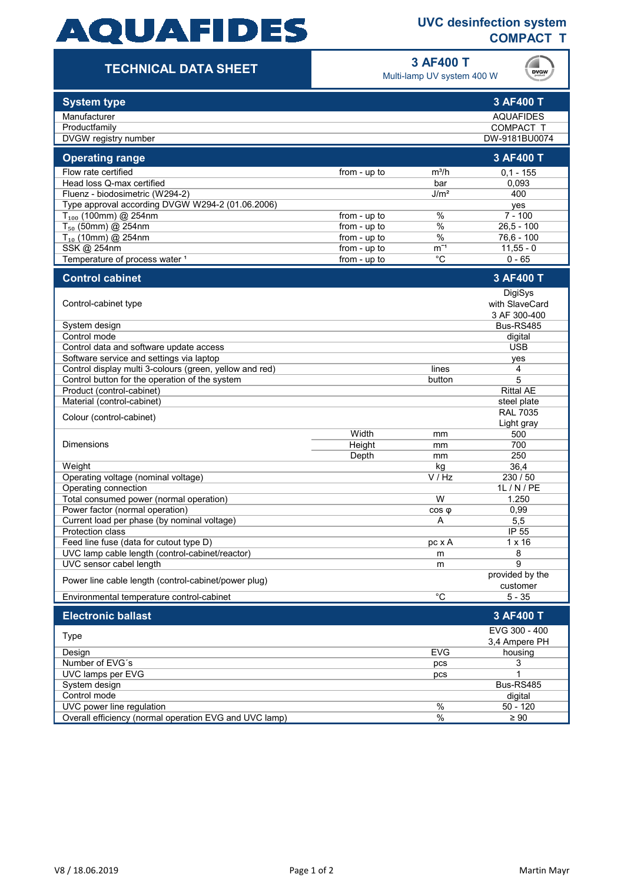# AQUAFIDES

**UVC desinfection system COMPACT T**

## TECHNICAL DATA SHEET

**3 AF400 T**
Multi-lamp UV system 400 W

| System type | | | 3 AF400 T |
|---|---|---|---|
| Manufacturer | | | AQUAFIDES |
| Productfamily | | | COMPACT T |
| DVGW registry number | | | DW-9181BU0074 |

| Operating range | | | 3 AF400 T |
|---|---|---|---|
| Flow rate certified | from - up to | m³/h | 0,1 - 155 |
| Head loss Q-max certified | | bar | 0,093 |
| Fluenz - biodosimetric (W294-2) | | J/m² | 400 |
| Type approval according DVGW W294-2 (01.06.2006) | | | yes |
| $T_{100}$ (100mm) @ 254nm | from - up to | % | 7 - 100 |
| $T_{50}$ (50mm) @ 254nm | from - up to | % | 26,5 - 100 |
| $T_{10}$ (10mm) @ 254nm | from - up to | % | 76,6 - 100 |
| SSK @ 254nm | from - up to | $m^{-1}$ | 11,55 - 0 |
| Temperature of process water [1] | from - up to | °C | 0 - 65 |

| Control cabinet | | | 3 AF400 T |
|---|---|---|---|
| Control-cabinet type | | | DigiSys with SlaveCard 3 AF 300-400 |
| System design | | | Bus-RS485 |
| Control mode | | | digital |
| Control data and software update access | | | USB |
| Software service and settings via laptop | | | yes |
| Control display multi 3-colours (green, yellow and red) | | lines | 4 |
| Control button for the operation of the system | | button | 5 |
| Product (control-cabinet) | | | Rittal AE |
| Material (control-cabinet) | | | steel plate |
| Colour (control-cabinet) | | | RAL 7035 Light gray |
| Dimensions | Width | mm | 500 |
| | Height | mm | 700 |
| | Depth | mm | 250 |
| Weight | | kg | 36,4 |
| Operating voltage (nominal voltage) | | V / Hz | 230 / 50 |
| Operating connection | | | 1L / N / PE |
| Total consumed power (normal operation) | | W | 1.250 |
| Power factor (normal operation) | | cos φ | 0,99 |
| Current load per phase (by nominal voltage) | | A | 5,5 |
| Protection class | | | IP 55 |
| Feed line fuse (data for cutout type D) | | pc x A | 1 x 16 |
| UVC lamp cable length (control-cabinet/reactor) | | m | 8 |
| UVC sensor cabel length | | m | 9 |
| Power line cable length (control-cabinet/power plug) | | | provided by the customer |
| Environmental temperature control-cabinet | | °C | 5 - 35 |

| Electronic ballast | | | 3 AF400 T |
|---|---|---|---|
| Type | | | EVG 300 - 400 3,4 Ampere PH |
| Design | | EVG | housing |
| Number of EVG´s | | pcs | 3 |
| UVC lamps per EVG | | pcs | 1 |
| System design | | | Bus-RS485 |
| Control mode | | | digital |
| UVC power line regulation | | % | 50 - 120 |
| Overall efficiency (normal operation EVG and UVC lamp) | | % | ≥ 90 |

V8 / 18.06.2019 Martin Mayr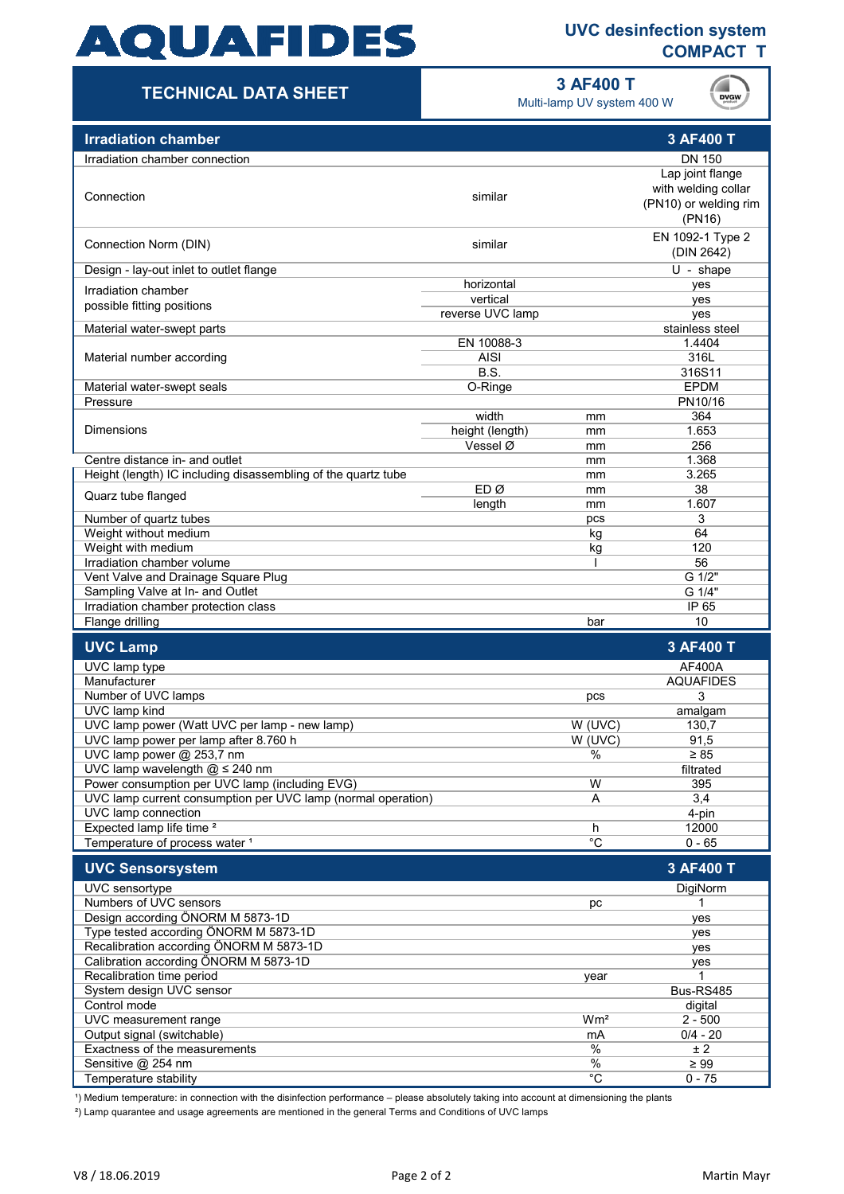# AQUAFIDES

**UVC desinfection system COMPACT T**

## TECHNICAL DATA SHEET

**3 AF400 T**
Multi-lamp UV system 400 W

DVGW

| Irradiation chamber | | | 3 AF400 T |
|---|---|---|---|
| Irradiation chamber connection | | | DN 150 |
| Connection | similar | | Lap joint flange with welding collar (PN10) or welding rim (PN16) |
| Connection Norm (DIN) | similar | | EN 1092-1 Type 2 (DIN 2642) |
| Design - lay-out inlet to outlet flange | | | U - shape |
| Irradiation chamber possible fitting positions | horizontal | | yes |
| | vertical | | yes |
| | reverse UVC lamp | | yes |
| Material water-swept parts | | | stainless steel |
| Material number according | EN 10088-3 | | 1.4404 |
| | AISI | | 316L |
| | B.S. | | 316S11 |
| Material water-swept seals | O-Ringe | | EPDM |
| Pressure | | | PN10/16 |
| Dimensions | width | mm | 364 |
| | height (length) | mm | 1.653 |
| | Vessel Ø | mm | 256 |
| Centre distance in- and outlet | | mm | 1.368 |
| Height (length) IC including disassembling of the quartz tube | | mm | 3.265 |
| Quarz tube flanged | ED Ø | mm | 38 |
| | length | mm | 1.607 |
| Number of quartz tubes | | pcs | 3 |
| Weight without medium | | kg | 64 |
| Weight with medium | | kg | 120 |
| Irradiation chamber volume | | l | 56 |
| Vent Valve and Drainage Square Plug | | | G 1/2" |
| Sampling Valve at In- and Outlet | | | G 1/4" |
| Irradiation chamber protection class | | | IP 65 |
| Flange drilling | | bar | 10 |

| UVC Lamp | | 3 AF400 T |
|---|---|---|
| UVC lamp type | | AF400A |
| Manufacturer | | AQUAFIDES |
| Number of UVC lamps | pcs | 3 |
| UVC lamp kind | | amalgam |
| UVC lamp power (Watt UVC per lamp - new lamp) | W (UVC) | 130,7 |
| UVC lamp power per lamp after 8.760 h | W (UVC) | 91,5 |
| UVC lamp power @ 253,7 nm | % | ≥ 85 |
| UVC lamp wavelength @ ≤ 240 nm | | filtrated |
| Power consumption per UVC lamp (including EVG) | W | 395 |
| UVC lamp current consumption per UVC lamp (normal operation) | A | 3,4 |
| UVC lamp connection | | 4-pin |
| Expected lamp life time [2] | h | 12000 |
| Temperature of process water [1] | °C | 0 - 65 |

| UVC Sensorsystem | | 3 AF400 T |
|---|---|---|
| UVC sensortype | | DigiNorm |
| Numbers of UVC sensors | pc | 1 |
| Design according ÖNORM M 5873-1D | | yes |
| Type tested according ÖNORM M 5873-1D | | yes |
| Recalibration according ÖNORM M 5873-1D | | yes |
| Calibration according ÖNORM M 5873-1D | | yes |
| Recalibration time period | year | 1 |
| System design UVC sensor | | Bus-RS485 |
| Control mode | | digital |
| UVC measurement range | Wm² | 2 - 500 |
| Output signal (switchable) | mA | 0/4 - 20 |
| Exactness of the measurements | % | ± 2 |
| Sensitive @ 254 nm | % | ≥ 99 |
| Temperature stability | °C | 0 - 75 |

[1]) Medium temperature: in connection with the disinfection performance – please absolutely taking into account at dimensioning the plants

[2]) Lamp quarantee and usage agreements are mentioned in the general Terms and Conditions of UVC lamps

V8 / 18.06.2019 Martin Mayr